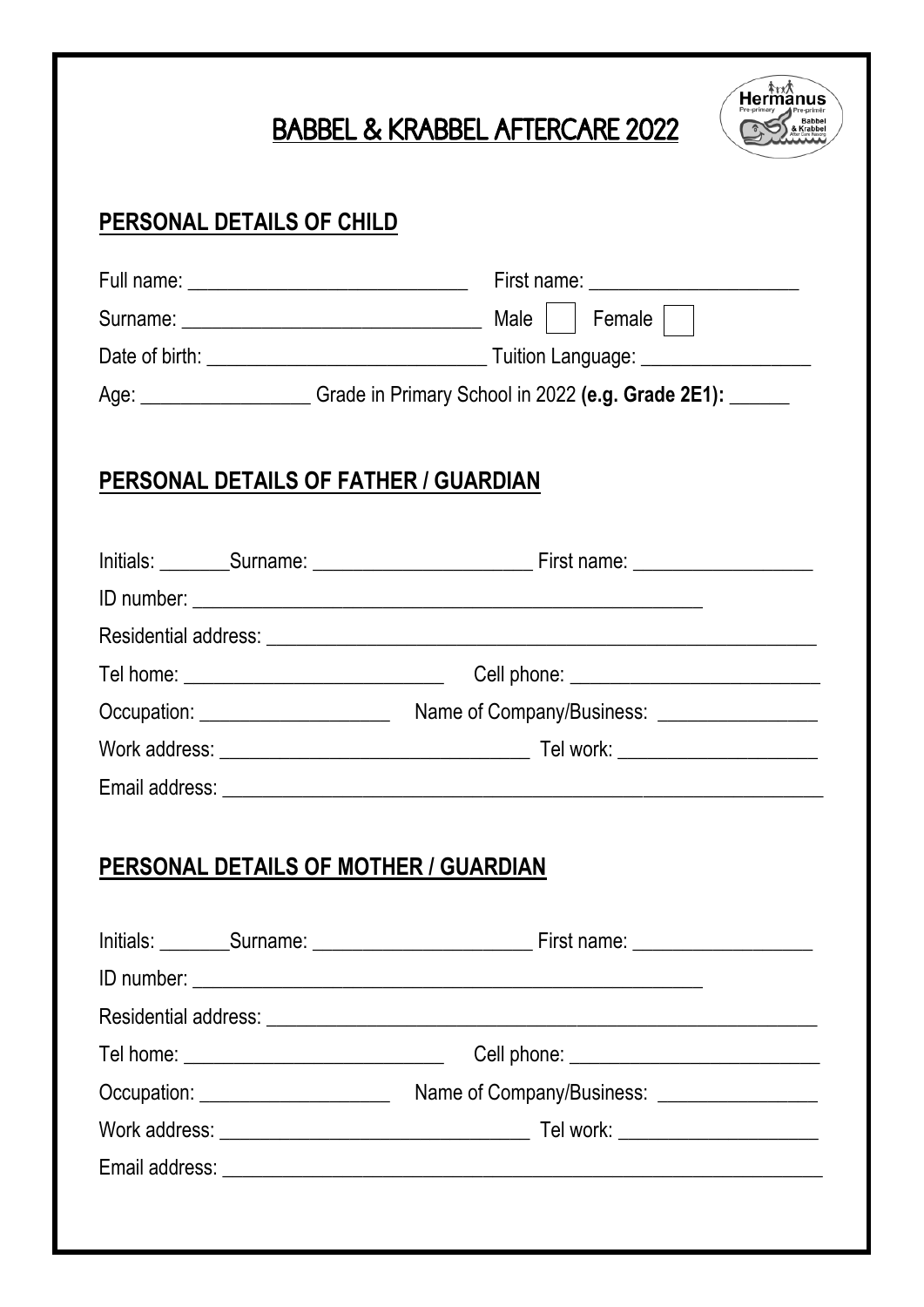# BABBEL & KRABBEL AFTERCARE 2022

## PERSONAL DETAILS OF CHILD

Full name: ____________________________ First name: _____________________

Surname: ______________________________ Male ☐ Female ☐

Date of birth: ____________________________ Tuition Language: _________________

Age: _________________ Grade in Primary School in 2022 **(e.g. Grade 2E1):** ______

## PERSONAL DETAILS OF FATHER / GUARDIAN

Initials: _______Surname: ______________________ First name: __________________

ID number: _____________________________________________________

Residential address: ________________________________________________________

Tel home: __________________________ Cell phone: _________________________

Occupation: ___________________ Name of Company/Business: ________________

Work address: _______________________________ Tel work: ____________________

Email address: _____________________________________________________________

## PERSONAL DETAILS OF MOTHER / GUARDIAN

Initials: _______Surname: ______________________ First name: __________________

ID number: _____________________________________________________

Residential address: ________________________________________________________

Tel home: __________________________ Cell phone: _________________________

Occupation: ___________________ Name of Company/Business: ________________

Work address: _______________________________ Tel work: ____________________

Email address: _____________________________________________________________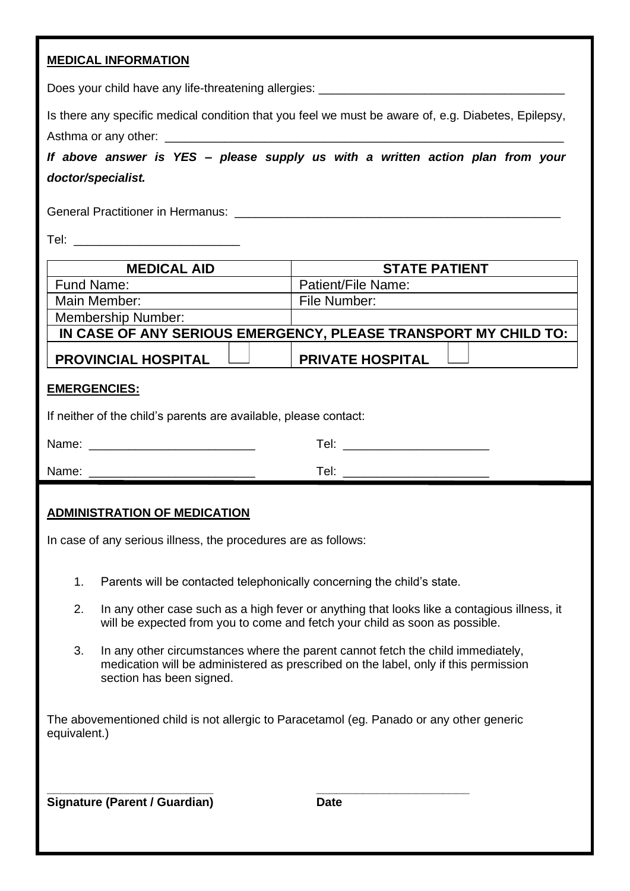**MEDICAL INFORMATION**

Does your child have any life-threatening allergies: ______________________________________

Is there any specific medical condition that you feel we must be aware of, e.g. Diabetes, Epilepsy, Asthma or any other: ______________________________________________________________

***If above answer is YES – please supply us with a written action plan from your doctor/specialist.***

General Practitioner in Hermanus: ________________________________________________

Tel: ________________________

| MEDICAL AID | STATE PATIENT |
|---|---|
| Fund Name: | Patient/File Name: |
| Main Member: | File Number: |
| Membership Number: | |
| **IN CASE OF ANY SERIOUS EMERGENCY, PLEASE TRANSPORT MY CHILD TO:** | |
| **PROVINCIAL HOSPITAL** ☐ | **PRIVATE HOSPITAL** ☐ |

**EMERGENCIES:**

If neither of the child's parents are available, please contact:

Name: ________________________ Tel: ______________________

Name: ________________________ Tel: ______________________

**ADMINISTRATION OF MEDICATION**

In case of any serious illness, the procedures are as follows:

1. Parents will be contacted telephonically concerning the child's state.
2. In any other case such as a high fever or anything that looks like a contagious illness, it will be expected from you to come and fetch your child as soon as possible.
3. In any other circumstances where the parent cannot fetch the child immediately, medication will be administered as prescribed on the label, only if this permission section has been signed.

The abovementioned child is not allergic to Paracetamol (eg. Panado or any other generic equivalent.)

________________________ ________________________

**Signature (Parent / Guardian)** **Date**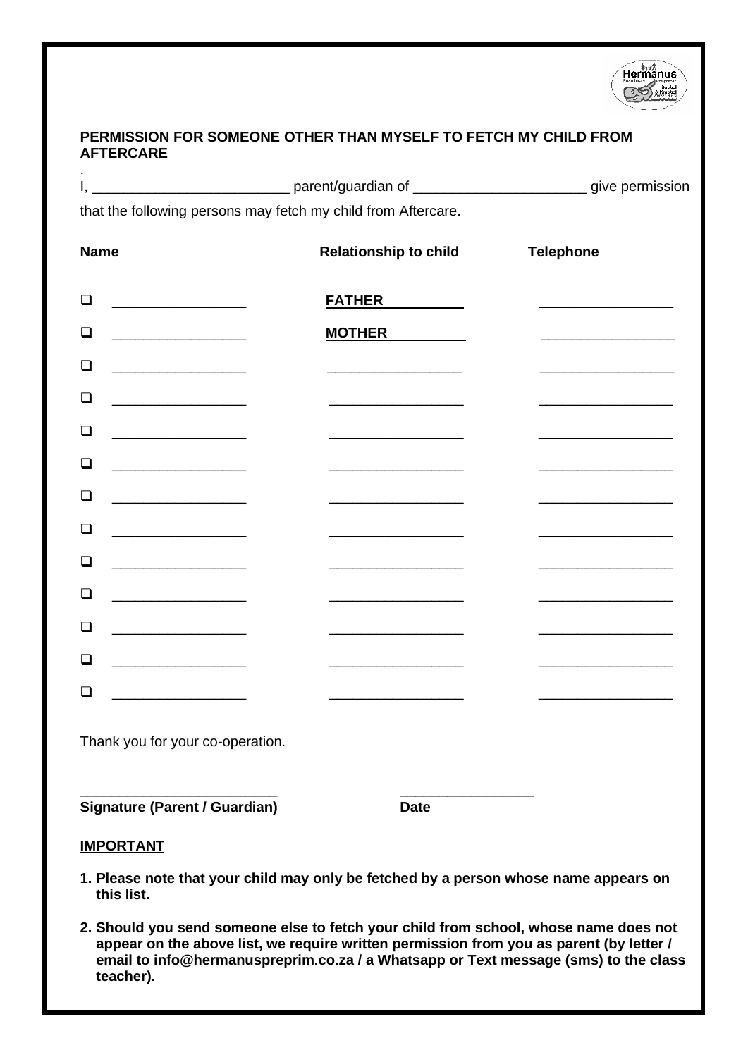## PERMISSION FOR SOMEONE OTHER THAN MYSELF TO FETCH MY CHILD FROM AFTERCARE

.

I, _________________________ parent/guardian of _____________________ give permission that the following persons may fetch my child from Aftercare.

| | Name | Relationship to child | Telephone |
|---|---|---|---|
| ☐ | _________________ | **FATHER** | _________________ |
| ☐ | _________________ | **MOTHER** | _________________ |
| ☐ | _________________ | _________________ | _________________ |
| ☐ | _________________ | _________________ | _________________ |
| ☐ | _________________ | _________________ | _________________ |
| ☐ | _________________ | _________________ | _________________ |
| ☐ | _________________ | _________________ | _________________ |
| ☐ | _________________ | _________________ | _________________ |
| ☐ | _________________ | _________________ | _________________ |
| ☐ | _________________ | _________________ | _________________ |
| ☐ | _________________ | _________________ | _________________ |
| ☐ | _________________ | _________________ | _________________ |
| ☐ | _________________ | _________________ | _________________ |

Thank you for your co-operation.

_________________________ _________________

**Signature (Parent / Guardian)** **Date**

**IMPORTANT**

1. **Please note that your child may only be fetched by a person whose name appears on this list.**
2. **Should you send someone else to fetch your child from school, whose name does not appear on the above list, we require written permission from you as parent (by letter / email to info@hermanuspreprim.co.za / a Whatsapp or Text message (sms) to the class teacher).**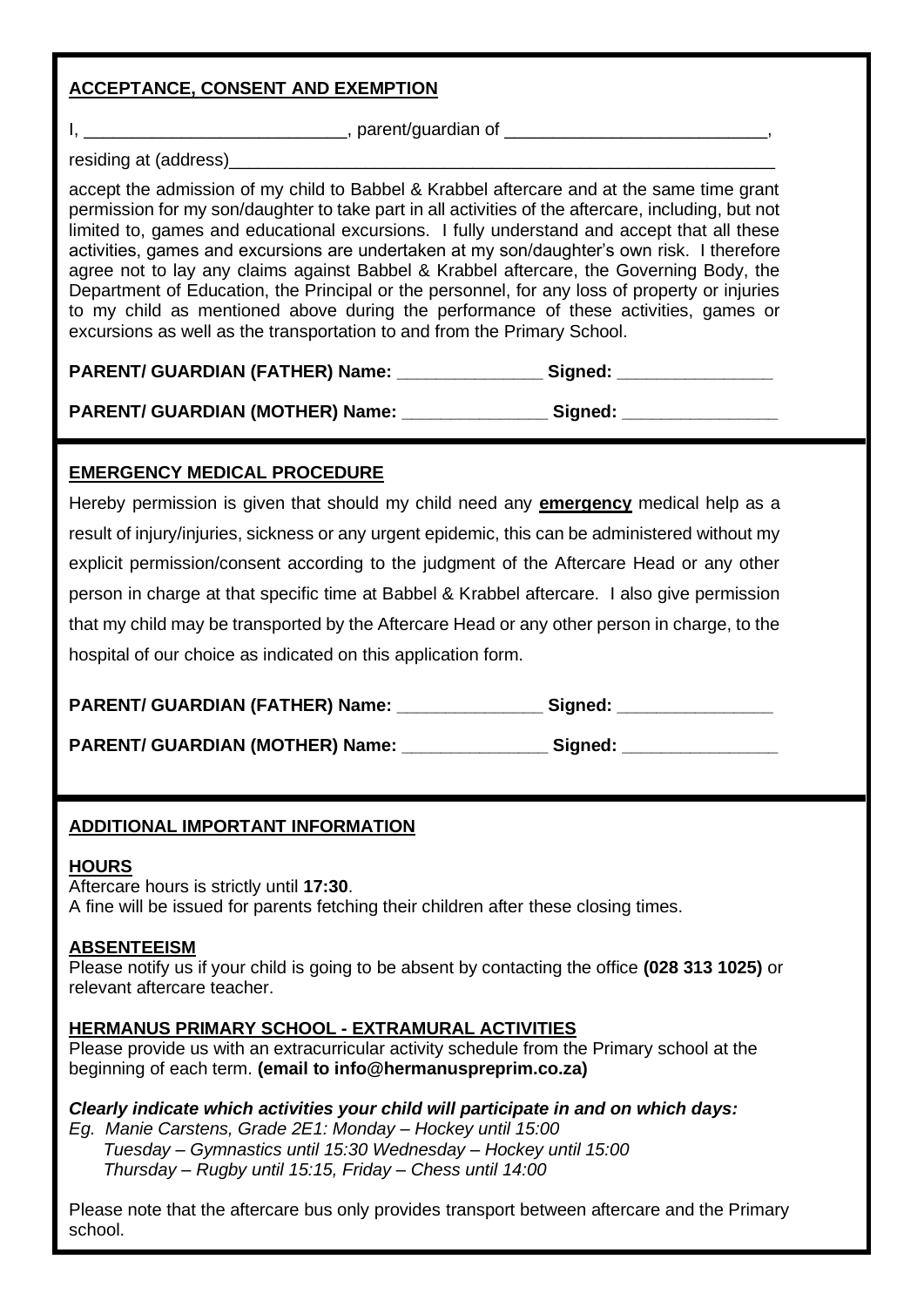## ACCEPTANCE, CONSENT AND EXEMPTION

I, ___________________________, parent/guardian of ___________________________,

residing at (address)___________________________________________________________

accept the admission of my child to Babbel & Krabbel aftercare and at the same time grant permission for my son/daughter to take part in all activities of the aftercare, including, but not limited to, games and educational excursions. I fully understand and accept that all these activities, games and excursions are undertaken at my son/daughter's own risk. I therefore agree not to lay any claims against Babbel & Krabbel aftercare, the Governing Body, the Department of Education, the Principal or the personnel, for any loss of property or injuries to my child as mentioned above during the performance of these activities, games or excursions as well as the transportation to and from the Primary School.

**PARENT/ GUARDIAN (FATHER) Name: _______________ Signed: ________________**

**PARENT/ GUARDIAN (MOTHER) Name: _______________ Signed: ________________**

## EMERGENCY MEDICAL PROCEDURE

Hereby permission is given that should my child need any **emergency** medical help as a result of injury/injuries, sickness or any urgent epidemic, this can be administered without my explicit permission/consent according to the judgment of the Aftercare Head or any other person in charge at that specific time at Babbel & Krabbel aftercare. I also give permission that my child may be transported by the Aftercare Head or any other person in charge, to the hospital of our choice as indicated on this application form.

**PARENT/ GUARDIAN (FATHER) Name: _______________ Signed: ________________**

**PARENT/ GUARDIAN (MOTHER) Name: _______________ Signed: ________________**

## ADDITIONAL IMPORTANT INFORMATION

### HOURS

Aftercare hours is strictly until **17:30**.
A fine will be issued for parents fetching their children after these closing times.

### ABSENTEEISM

Please notify us if your child is going to be absent by contacting the office **(028 313 1025)** or relevant aftercare teacher.

### HERMANUS PRIMARY SCHOOL - EXTRAMURAL ACTIVITIES

Please provide us with an extracurricular activity schedule from the Primary school at the beginning of each term. **(email to info@hermanuspreprim.co.za)**

***Clearly indicate which activities your child will participate in and on which days:***

*Eg. Manie Carstens, Grade 2E1: Monday – Hockey until 15:00*
*Tuesday – Gymnastics until 15:30 Wednesday – Hockey until 15:00*
*Thursday – Rugby until 15:15, Friday – Chess until 14:00*

Please note that the aftercare bus only provides transport between aftercare and the Primary school.